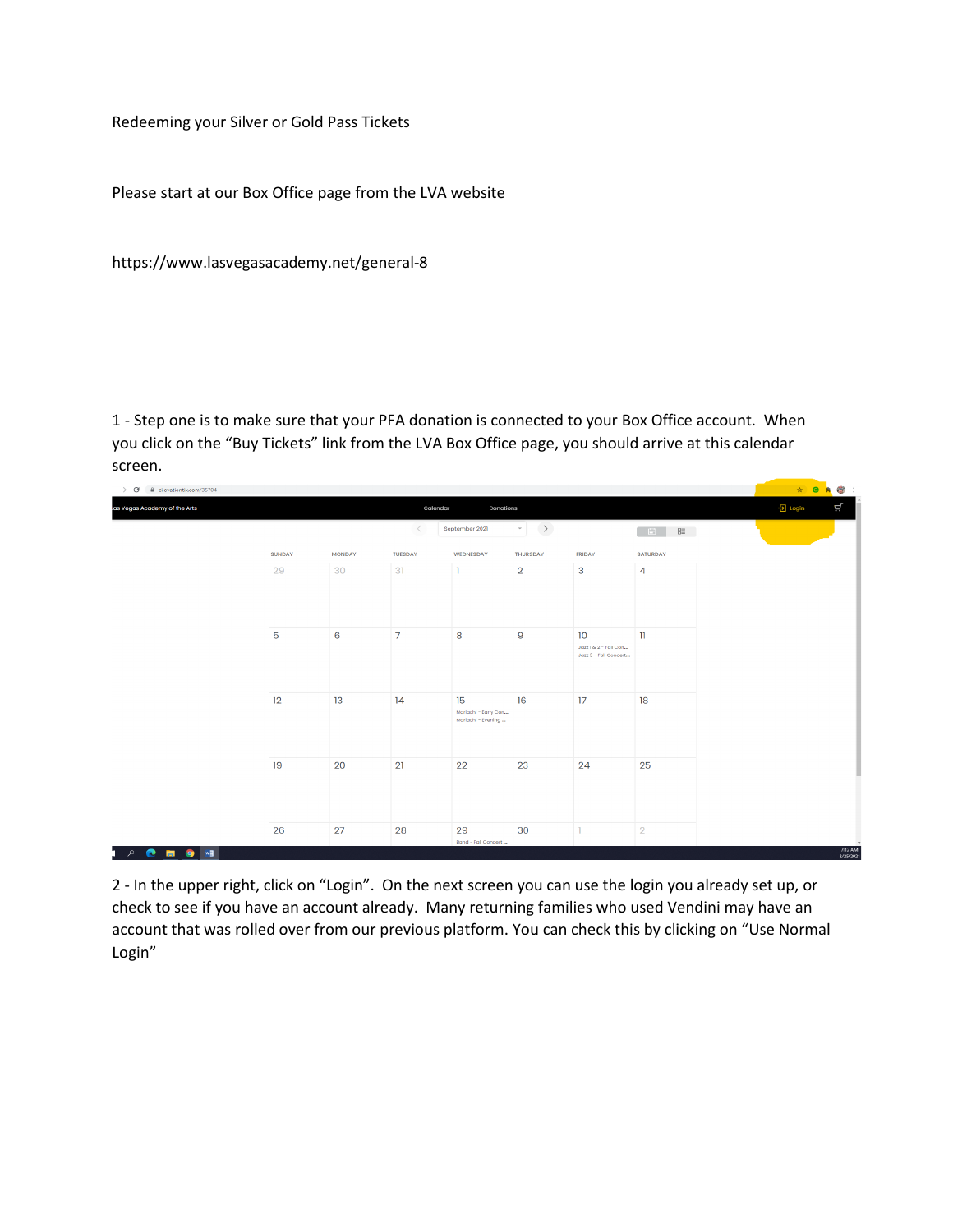Redeeming your Silver or Gold Pass Tickets

Please start at our Box Office page from the LVA website

https://www.lasvegasacademy.net/general-8

1 - Step one is to make sure that your PFA donation is connected to your Box Office account. When you click on the "Buy Tickets" link from the LVA Box Office page, you should arrive at this calendar screen.

2 - In the upper right, click on "Login". On the next screen you can use the login you already set up, or check to see if you have an account already. Many returning families who used Vendini may have an account that was rolled over from our previous platform. You can check this by clicking on "Use Normal Login"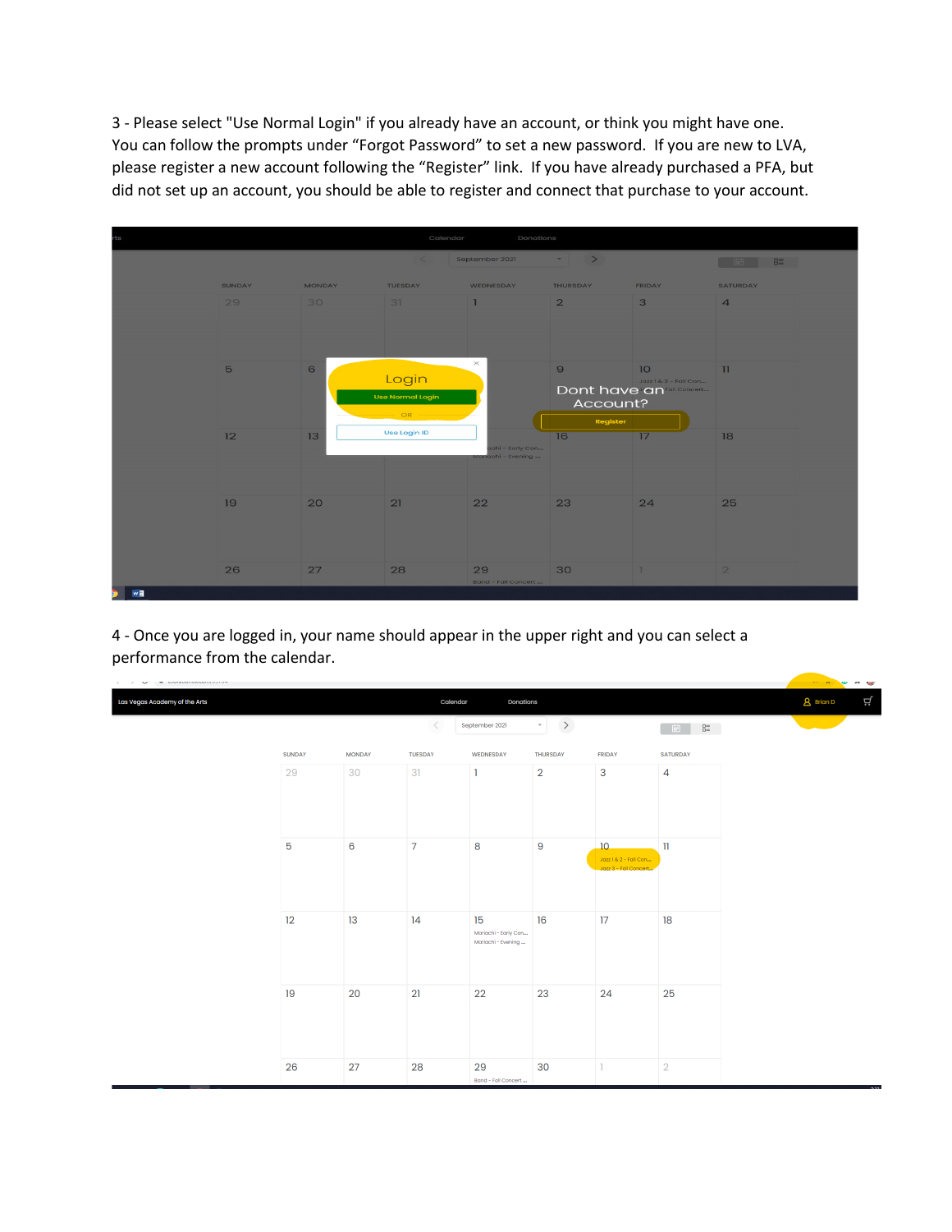3 - Please select "Use Normal Login" if you already have an account, or think you might have one. You can follow the prompts under "Forgot Password" to set a new password. If you are new to LVA, please register a new account following the "Register" link. If you have already purchased a PFA, but did not set up an account, you should be able to register and connect that purchase to your account.

4 - Once you are logged in, your name should appear in the upper right and you can select a performance from the calendar.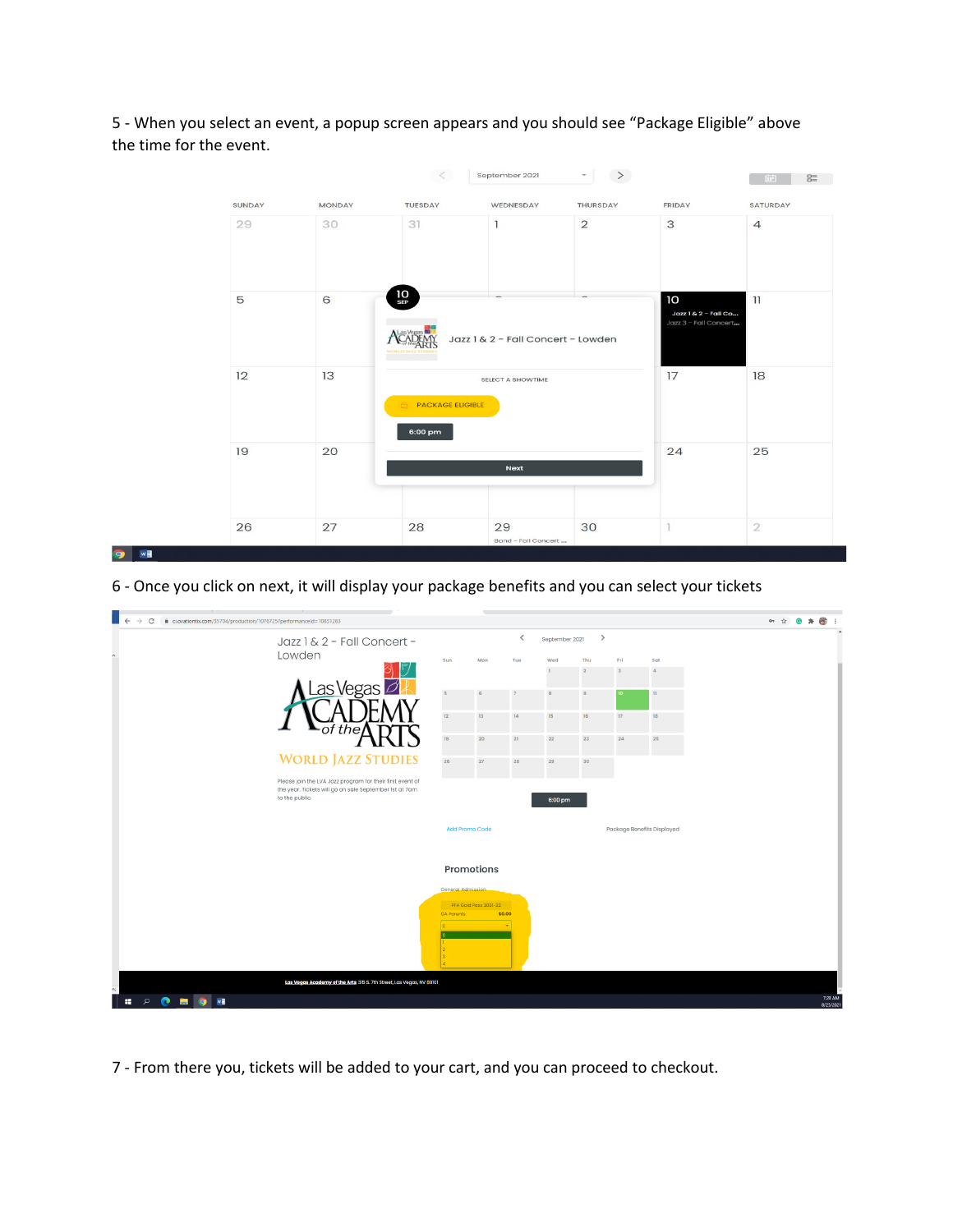5 - When you select an event, a popup screen appears and you should see "Package Eligible" above the time for the event.

6 - Once you click on next, it will display your package benefits and you can select your tickets

7 - From there you, tickets will be added to your cart, and you can proceed to checkout.